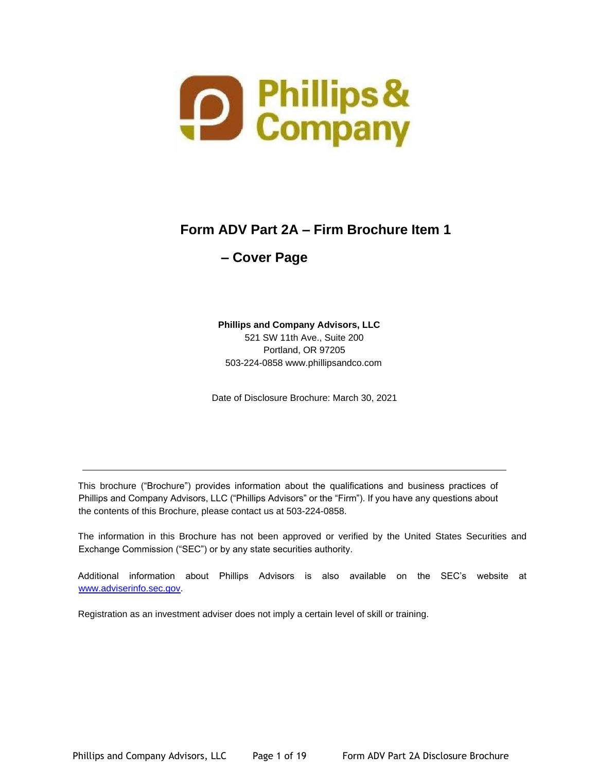Phillips & Company

# Form ADV Part 2A – Firm Brochure Item 1 – Cover Page

**Phillips and Company Advisors, LLC**
521 SW 11th Ave., Suite 200
Portland, OR 97205
503-224-0858 www.phillipsandco.com

Date of Disclosure Brochure: March 30, 2021

---

This brochure ("Brochure") provides information about the qualifications and business practices of Phillips and Company Advisors, LLC ("Phillips Advisors" or the "Firm"). If you have any questions about the contents of this Brochure, please contact us at 503-224-0858.

The information in this Brochure has not been approved or verified by the United States Securities and Exchange Commission ("SEC") or by any state securities authority.

Additional information about Phillips Advisors is also available on the SEC's website at www.adviserinfo.sec.gov.

Registration as an investment adviser does not imply a certain level of skill or training.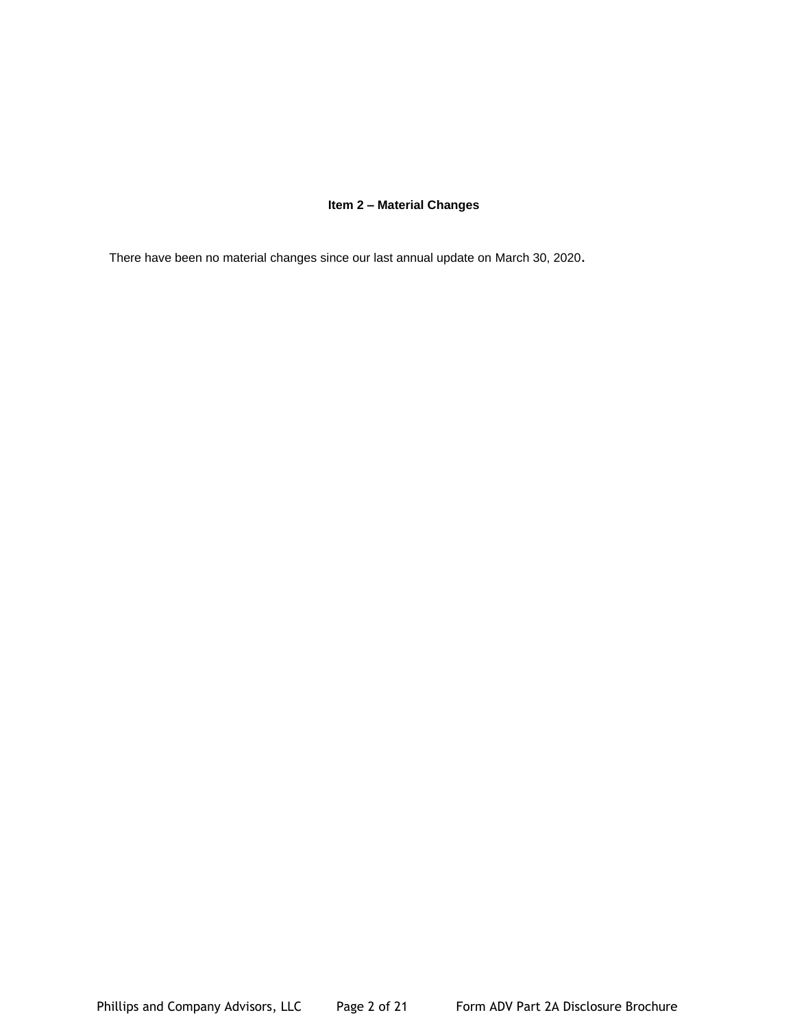## Item 2 – Material Changes

There have been no material changes since our last annual update on March 30, 2020.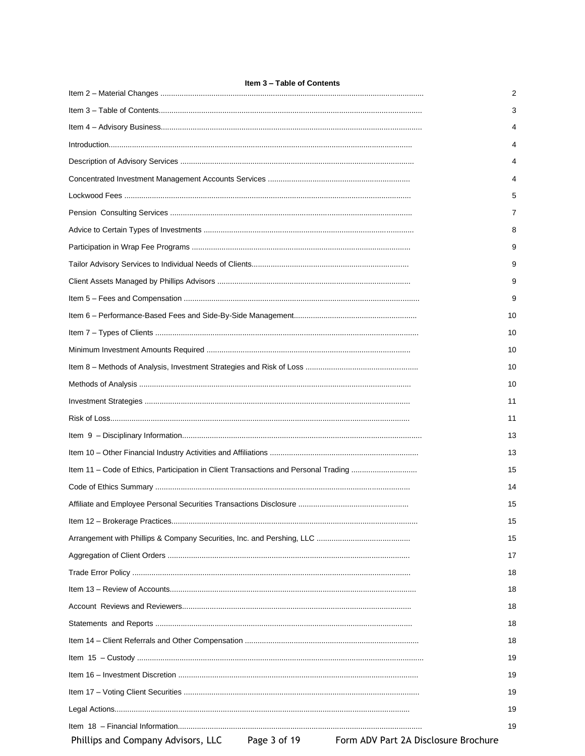## Item 3 – Table of Contents

| | |
|---|---|
| Item 2 – Material Changes | 2 |
| Item 3 – Table of Contents | 3 |
| Item 4 – Advisory Business | 4 |
| Introduction | 4 |
| Description of Advisory Services | 4 |
| Concentrated Investment Management Accounts Services | 4 |
| Lockwood Fees | 5 |
| Pension Consulting Services | 7 |
| Advice to Certain Types of Investments | 8 |
| Participation in Wrap Fee Programs | 9 |
| Tailor Advisory Services to Individual Needs of Clients | 9 |
| Client Assets Managed by Phillips Advisors | 9 |
| Item 5 – Fees and Compensation | 9 |
| Item 6 – Performance-Based Fees and Side-By-Side Management | 10 |
| Item 7 – Types of Clients | 10 |
| Minimum Investment Amounts Required | 10 |
| Item 8 – Methods of Analysis, Investment Strategies and Risk of Loss | 10 |
| Methods of Analysis | 10 |
| Investment Strategies | 11 |
| Risk of Loss | 11 |
| Item 9 – Disciplinary Information | 13 |
| Item 10 – Other Financial Industry Activities and Affiliations | 13 |
| Item 11 – Code of Ethics, Participation in Client Transactions and Personal Trading | 15 |
| Code of Ethics Summary | 14 |
| Affiliate and Employee Personal Securities Transactions Disclosure | 15 |
| Item 12 – Brokerage Practices | 15 |
| Arrangement with Phillips & Company Securities, Inc. and Pershing, LLC | 15 |
| Aggregation of Client Orders | 17 |
| Trade Error Policy | 18 |
| Item 13 – Review of Accounts | 18 |
| Account Reviews and Reviewers | 18 |
| Statements and Reports | 18 |
| Item 14 – Client Referrals and Other Compensation | 18 |
| Item 15 – Custody | 19 |
| Item 16 – Investment Discretion | 19 |
| Item 17 – Voting Client Securities | 19 |
| Legal Actions | 19 |
| Item 18 – Financial Information | 19 |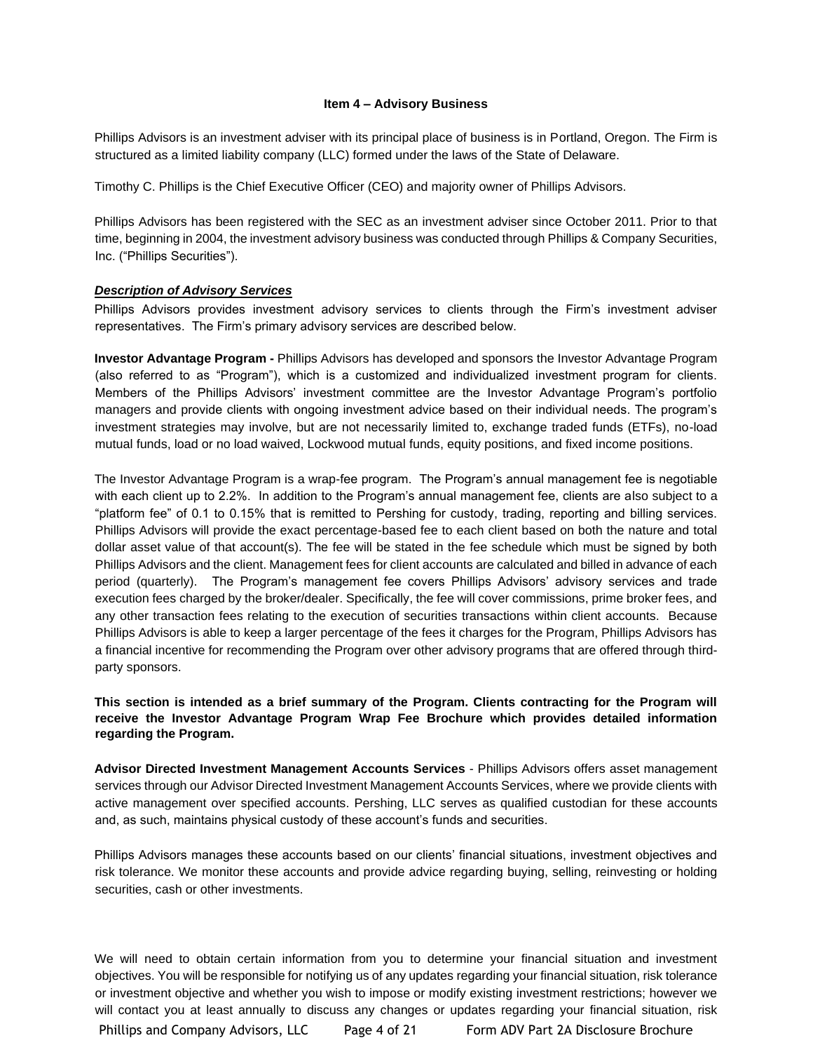### Item 4 – Advisory Business

Phillips Advisors is an investment adviser with its principal place of business is in Portland, Oregon. The Firm is structured as a limited liability company (LLC) formed under the laws of the State of Delaware.

Timothy C. Phillips is the Chief Executive Officer (CEO) and majority owner of Phillips Advisors.

Phillips Advisors has been registered with the SEC as an investment adviser since October 2011. Prior to that time, beginning in 2004, the investment advisory business was conducted through Phillips & Company Securities, Inc. ("Phillips Securities").

***Description of Advisory Services***

Phillips Advisors provides investment advisory services to clients through the Firm's investment adviser representatives. The Firm's primary advisory services are described below.

**Investor Advantage Program -** Phillips Advisors has developed and sponsors the Investor Advantage Program (also referred to as "Program"), which is a customized and individualized investment program for clients. Members of the Phillips Advisors' investment committee are the Investor Advantage Program's portfolio managers and provide clients with ongoing investment advice based on their individual needs. The program's investment strategies may involve, but are not necessarily limited to, exchange traded funds (ETFs), no-load mutual funds, load or no load waived, Lockwood mutual funds, equity positions, and fixed income positions.

The Investor Advantage Program is a wrap-fee program. The Program's annual management fee is negotiable with each client up to 2.2%. In addition to the Program's annual management fee, clients are also subject to a "platform fee" of 0.1 to 0.15% that is remitted to Pershing for custody, trading, reporting and billing services. Phillips Advisors will provide the exact percentage-based fee to each client based on both the nature and total dollar asset value of that account(s). The fee will be stated in the fee schedule which must be signed by both Phillips Advisors and the client. Management fees for client accounts are calculated and billed in advance of each period (quarterly). The Program's management fee covers Phillips Advisors' advisory services and trade execution fees charged by the broker/dealer. Specifically, the fee will cover commissions, prime broker fees, and any other transaction fees relating to the execution of securities transactions within client accounts. Because Phillips Advisors is able to keep a larger percentage of the fees it charges for the Program, Phillips Advisors has a financial incentive for recommending the Program over other advisory programs that are offered through third-party sponsors.

**This section is intended as a brief summary of the Program. Clients contracting for the Program will receive the Investor Advantage Program Wrap Fee Brochure which provides detailed information regarding the Program.**

**Advisor Directed Investment Management Accounts Services** - Phillips Advisors offers asset management services through our Advisor Directed Investment Management Accounts Services, where we provide clients with active management over specified accounts. Pershing, LLC serves as qualified custodian for these accounts and, as such, maintains physical custody of these account's funds and securities.

Phillips Advisors manages these accounts based on our clients' financial situations, investment objectives and risk tolerance. We monitor these accounts and provide advice regarding buying, selling, reinvesting or holding securities, cash or other investments.

We will need to obtain certain information from you to determine your financial situation and investment objectives. You will be responsible for notifying us of any updates regarding your financial situation, risk tolerance or investment objective and whether you wish to impose or modify existing investment restrictions; however we will contact you at least annually to discuss any changes or updates regarding your financial situation, risk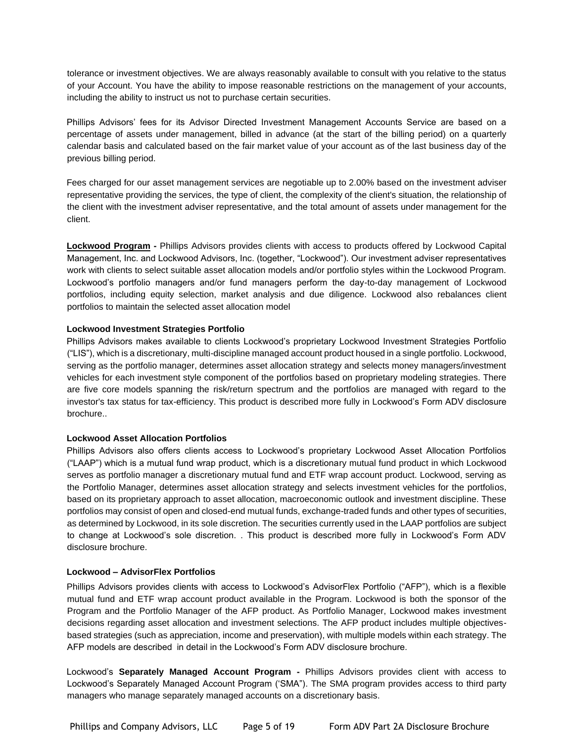tolerance or investment objectives. We are always reasonably available to consult with you relative to the status of your Account. You have the ability to impose reasonable restrictions on the management of your accounts, including the ability to instruct us not to purchase certain securities.

Phillips Advisors' fees for its Advisor Directed Investment Management Accounts Service are based on a percentage of assets under management, billed in advance (at the start of the billing period) on a quarterly calendar basis and calculated based on the fair market value of your account as of the last business day of the previous billing period.

Fees charged for our asset management services are negotiable up to 2.00% based on the investment adviser representative providing the services, the type of client, the complexity of the client's situation, the relationship of the client with the investment adviser representative, and the total amount of assets under management for the client.

**Lockwood Program -** Phillips Advisors provides clients with access to products offered by Lockwood Capital Management, Inc. and Lockwood Advisors, Inc. (together, "Lockwood"). Our investment adviser representatives work with clients to select suitable asset allocation models and/or portfolio styles within the Lockwood Program. Lockwood's portfolio managers and/or fund managers perform the day-to-day management of Lockwood portfolios, including equity selection, market analysis and due diligence. Lockwood also rebalances client portfolios to maintain the selected asset allocation model

**Lockwood Investment Strategies Portfolio**

Phillips Advisors makes available to clients Lockwood's proprietary Lockwood Investment Strategies Portfolio ("LIS"), which is a discretionary, multi-discipline managed account product housed in a single portfolio. Lockwood, serving as the portfolio manager, determines asset allocation strategy and selects money managers/investment vehicles for each investment style component of the portfolios based on proprietary modeling strategies. There are five core models spanning the risk/return spectrum and the portfolios are managed with regard to the investor's tax status for tax-efficiency. This product is described more fully in Lockwood's Form ADV disclosure brochure..

**Lockwood Asset Allocation Portfolios**

Phillips Advisors also offers clients access to Lockwood's proprietary Lockwood Asset Allocation Portfolios ("LAAP") which is a mutual fund wrap product, which is a discretionary mutual fund product in which Lockwood serves as portfolio manager a discretionary mutual fund and ETF wrap account product. Lockwood, serving as the Portfolio Manager, determines asset allocation strategy and selects investment vehicles for the portfolios, based on its proprietary approach to asset allocation, macroeconomic outlook and investment discipline. These portfolios may consist of open and closed-end mutual funds, exchange-traded funds and other types of securities, as determined by Lockwood, in its sole discretion. The securities currently used in the LAAP portfolios are subject to change at Lockwood's sole discretion. . This product is described more fully in Lockwood's Form ADV disclosure brochure.

**Lockwood – AdvisorFlex Portfolios**

Phillips Advisors provides clients with access to Lockwood's AdvisorFlex Portfolio ("AFP"), which is a flexible mutual fund and ETF wrap account product available in the Program. Lockwood is both the sponsor of the Program and the Portfolio Manager of the AFP product. As Portfolio Manager, Lockwood makes investment decisions regarding asset allocation and investment selections. The AFP product includes multiple objectives-based strategies (such as appreciation, income and preservation), with multiple models within each strategy. The AFP models are described in detail in the Lockwood's Form ADV disclosure brochure.

Lockwood's **Separately Managed Account Program -** Phillips Advisors provides client with access to Lockwood's Separately Managed Account Program ('SMA"). The SMA program provides access to third party managers who manage separately managed accounts on a discretionary basis.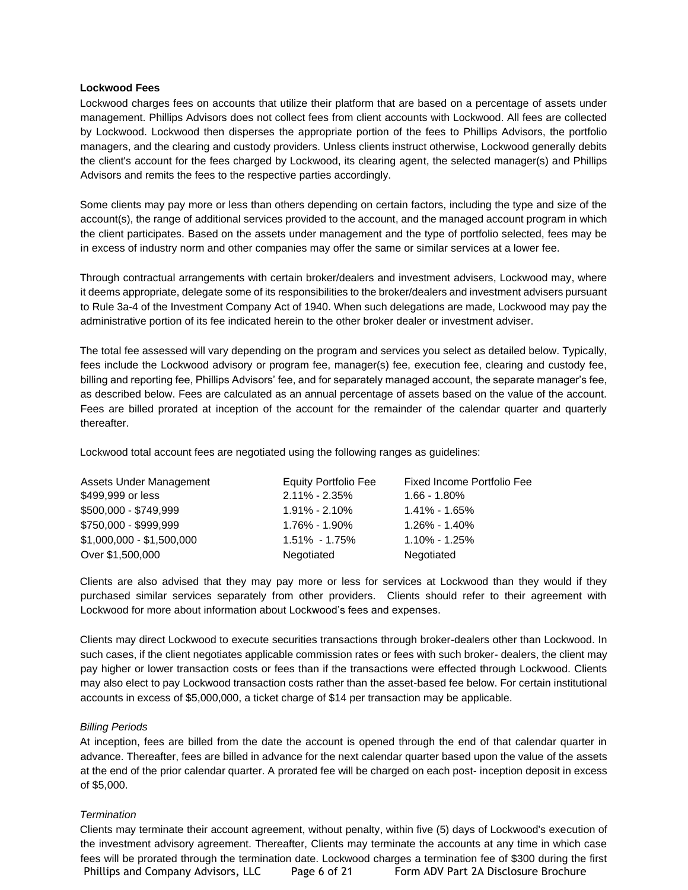**Lockwood Fees**

Lockwood charges fees on accounts that utilize their platform that are based on a percentage of assets under management. Phillips Advisors does not collect fees from client accounts with Lockwood. All fees are collected by Lockwood. Lockwood then disperses the appropriate portion of the fees to Phillips Advisors, the portfolio managers, and the clearing and custody providers. Unless clients instruct otherwise, Lockwood generally debits the client's account for the fees charged by Lockwood, its clearing agent, the selected manager(s) and Phillips Advisors and remits the fees to the respective parties accordingly.

Some clients may pay more or less than others depending on certain factors, including the type and size of the account(s), the range of additional services provided to the account, and the managed account program in which the client participates. Based on the assets under management and the type of portfolio selected, fees may be in excess of industry norm and other companies may offer the same or similar services at a lower fee.

Through contractual arrangements with certain broker/dealers and investment advisers, Lockwood may, where it deems appropriate, delegate some of its responsibilities to the broker/dealers and investment advisers pursuant to Rule 3a-4 of the Investment Company Act of 1940. When such delegations are made, Lockwood may pay the administrative portion of its fee indicated herein to the other broker dealer or investment adviser.

The total fee assessed will vary depending on the program and services you select as detailed below. Typically, fees include the Lockwood advisory or program fee, manager(s) fee, execution fee, clearing and custody fee, billing and reporting fee, Phillips Advisors' fee, and for separately managed account, the separate manager's fee, as described below. Fees are calculated as an annual percentage of assets based on the value of the account. Fees are billed prorated at inception of the account for the remainder of the calendar quarter and quarterly thereafter.

Lockwood total account fees are negotiated using the following ranges as guidelines:

| Assets Under Management | Equity Portfolio Fee | Fixed Income Portfolio Fee |
|---|---|---|
| $499,999 or less | 2.11% - 2.35% | 1.66 - 1.80% |
| $500,000 - $749,999 | 1.91% - 2.10% | 1.41% - 1.65% |
| $750,000 - $999,999 | 1.76% - 1.90% | 1.26% - 1.40% |
| $1,000,000 - $1,500,000 | 1.51% - 1.75% | 1.10% - 1.25% |
| Over $1,500,000 | Negotiated | Negotiated |

Clients are also advised that they may pay more or less for services at Lockwood than they would if they purchased similar services separately from other providers. Clients should refer to their agreement with Lockwood for more about information about Lockwood's fees and expenses.

Clients may direct Lockwood to execute securities transactions through broker-dealers other than Lockwood. In such cases, if the client negotiates applicable commission rates or fees with such broker- dealers, the client may pay higher or lower transaction costs or fees than if the transactions were effected through Lockwood. Clients may also elect to pay Lockwood transaction costs rather than the asset-based fee below. For certain institutional accounts in excess of $5,000,000, a ticket charge of $14 per transaction may be applicable.

*Billing Periods*

At inception, fees are billed from the date the account is opened through the end of that calendar quarter in advance. Thereafter, fees are billed in advance for the next calendar quarter based upon the value of the assets at the end of the prior calendar quarter. A prorated fee will be charged on each post- inception deposit in excess of $5,000.

*Termination*

Clients may terminate their account agreement, without penalty, within five (5) days of Lockwood's execution of the investment advisory agreement. Thereafter, Clients may terminate the accounts at any time in which case fees will be prorated through the termination date. Lockwood charges a termination fee of $300 during the first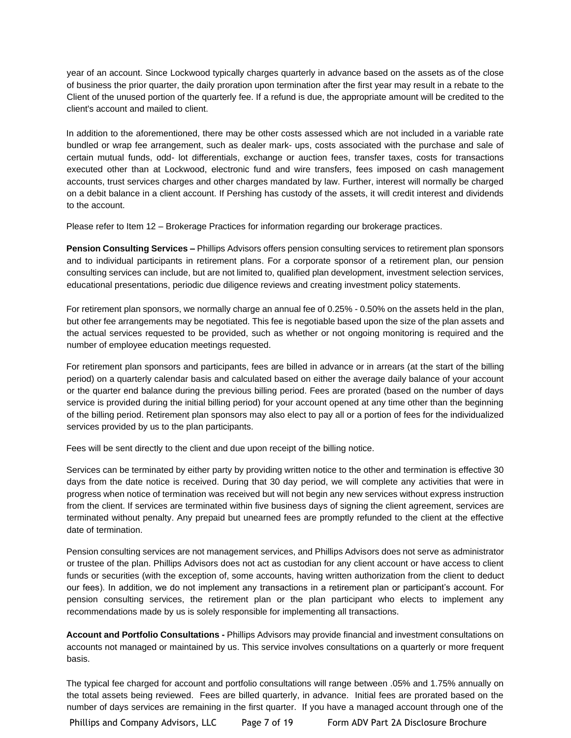year of an account. Since Lockwood typically charges quarterly in advance based on the assets as of the close of business the prior quarter, the daily proration upon termination after the first year may result in a rebate to the Client of the unused portion of the quarterly fee. If a refund is due, the appropriate amount will be credited to the client's account and mailed to client.

In addition to the aforementioned, there may be other costs assessed which are not included in a variable rate bundled or wrap fee arrangement, such as dealer mark- ups, costs associated with the purchase and sale of certain mutual funds, odd- lot differentials, exchange or auction fees, transfer taxes, costs for transactions executed other than at Lockwood, electronic fund and wire transfers, fees imposed on cash management accounts, trust services charges and other charges mandated by law. Further, interest will normally be charged on a debit balance in a client account. If Pershing has custody of the assets, it will credit interest and dividends to the account.

Please refer to Item 12 – Brokerage Practices for information regarding our brokerage practices.

**Pension Consulting Services –** Phillips Advisors offers pension consulting services to retirement plan sponsors and to individual participants in retirement plans. For a corporate sponsor of a retirement plan, our pension consulting services can include, but are not limited to, qualified plan development, investment selection services, educational presentations, periodic due diligence reviews and creating investment policy statements.

For retirement plan sponsors, we normally charge an annual fee of 0.25% - 0.50% on the assets held in the plan, but other fee arrangements may be negotiated. This fee is negotiable based upon the size of the plan assets and the actual services requested to be provided, such as whether or not ongoing monitoring is required and the number of employee education meetings requested.

For retirement plan sponsors and participants, fees are billed in advance or in arrears (at the start of the billing period) on a quarterly calendar basis and calculated based on either the average daily balance of your account or the quarter end balance during the previous billing period. Fees are prorated (based on the number of days service is provided during the initial billing period) for your account opened at any time other than the beginning of the billing period. Retirement plan sponsors may also elect to pay all or a portion of fees for the individualized services provided by us to the plan participants.

Fees will be sent directly to the client and due upon receipt of the billing notice.

Services can be terminated by either party by providing written notice to the other and termination is effective 30 days from the date notice is received. During that 30 day period, we will complete any activities that were in progress when notice of termination was received but will not begin any new services without express instruction from the client. If services are terminated within five business days of signing the client agreement, services are terminated without penalty. Any prepaid but unearned fees are promptly refunded to the client at the effective date of termination.

Pension consulting services are not management services, and Phillips Advisors does not serve as administrator or trustee of the plan. Phillips Advisors does not act as custodian for any client account or have access to client funds or securities (with the exception of, some accounts, having written authorization from the client to deduct our fees). In addition, we do not implement any transactions in a retirement plan or participant's account. For pension consulting services, the retirement plan or the plan participant who elects to implement any recommendations made by us is solely responsible for implementing all transactions.

**Account and Portfolio Consultations -** Phillips Advisors may provide financial and investment consultations on accounts not managed or maintained by us. This service involves consultations on a quarterly or more frequent basis.

The typical fee charged for account and portfolio consultations will range between .05% and 1.75% annually on the total assets being reviewed. Fees are billed quarterly, in advance. Initial fees are prorated based on the number of days services are remaining in the first quarter. If you have a managed account through one of the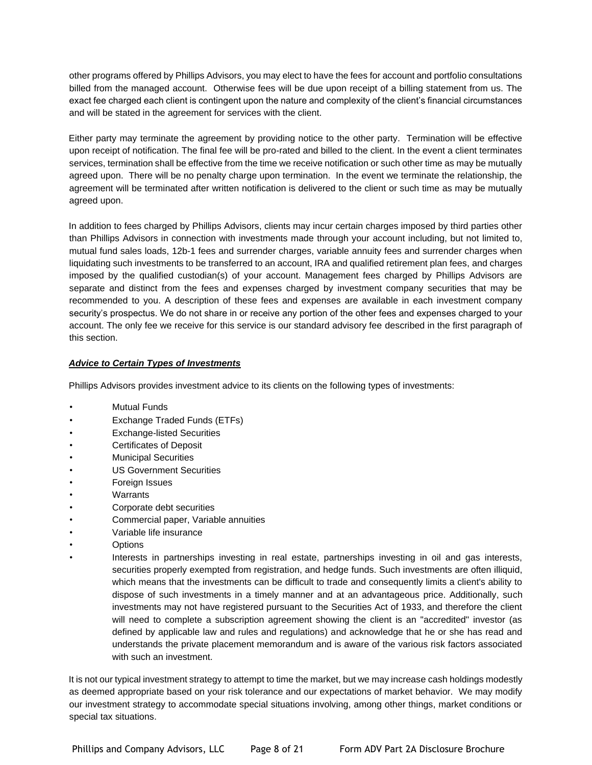other programs offered by Phillips Advisors, you may elect to have the fees for account and portfolio consultations billed from the managed account. Otherwise fees will be due upon receipt of a billing statement from us. The exact fee charged each client is contingent upon the nature and complexity of the client's financial circumstances and will be stated in the agreement for services with the client.

Either party may terminate the agreement by providing notice to the other party. Termination will be effective upon receipt of notification. The final fee will be pro-rated and billed to the client. In the event a client terminates services, termination shall be effective from the time we receive notification or such other time as may be mutually agreed upon. There will be no penalty charge upon termination. In the event we terminate the relationship, the agreement will be terminated after written notification is delivered to the client or such time as may be mutually agreed upon.

In addition to fees charged by Phillips Advisors, clients may incur certain charges imposed by third parties other than Phillips Advisors in connection with investments made through your account including, but not limited to, mutual fund sales loads, 12b-1 fees and surrender charges, variable annuity fees and surrender charges when liquidating such investments to be transferred to an account, IRA and qualified retirement plan fees, and charges imposed by the qualified custodian(s) of your account. Management fees charged by Phillips Advisors are separate and distinct from the fees and expenses charged by investment company securities that may be recommended to you. A description of these fees and expenses are available in each investment company security's prospectus. We do not share in or receive any portion of the other fees and expenses charged to your account. The only fee we receive for this service is our standard advisory fee described in the first paragraph of this section.

***Advice to Certain Types of Investments***

Phillips Advisors provides investment advice to its clients on the following types of investments:

- Mutual Funds
- Exchange Traded Funds (ETFs)
- Exchange-listed Securities
- Certificates of Deposit
- Municipal Securities
- US Government Securities
- Foreign Issues
- Warrants
- Corporate debt securities
- Commercial paper, Variable annuities
- Variable life insurance
- Options
- Interests in partnerships investing in real estate, partnerships investing in oil and gas interests, securities properly exempted from registration, and hedge funds. Such investments are often illiquid, which means that the investments can be difficult to trade and consequently limits a client's ability to dispose of such investments in a timely manner and at an advantageous price. Additionally, such investments may not have registered pursuant to the Securities Act of 1933, and therefore the client will need to complete a subscription agreement showing the client is an "accredited" investor (as defined by applicable law and rules and regulations) and acknowledge that he or she has read and understands the private placement memorandum and is aware of the various risk factors associated with such an investment.

It is not our typical investment strategy to attempt to time the market, but we may increase cash holdings modestly as deemed appropriate based on your risk tolerance and our expectations of market behavior. We may modify our investment strategy to accommodate special situations involving, among other things, market conditions or special tax situations.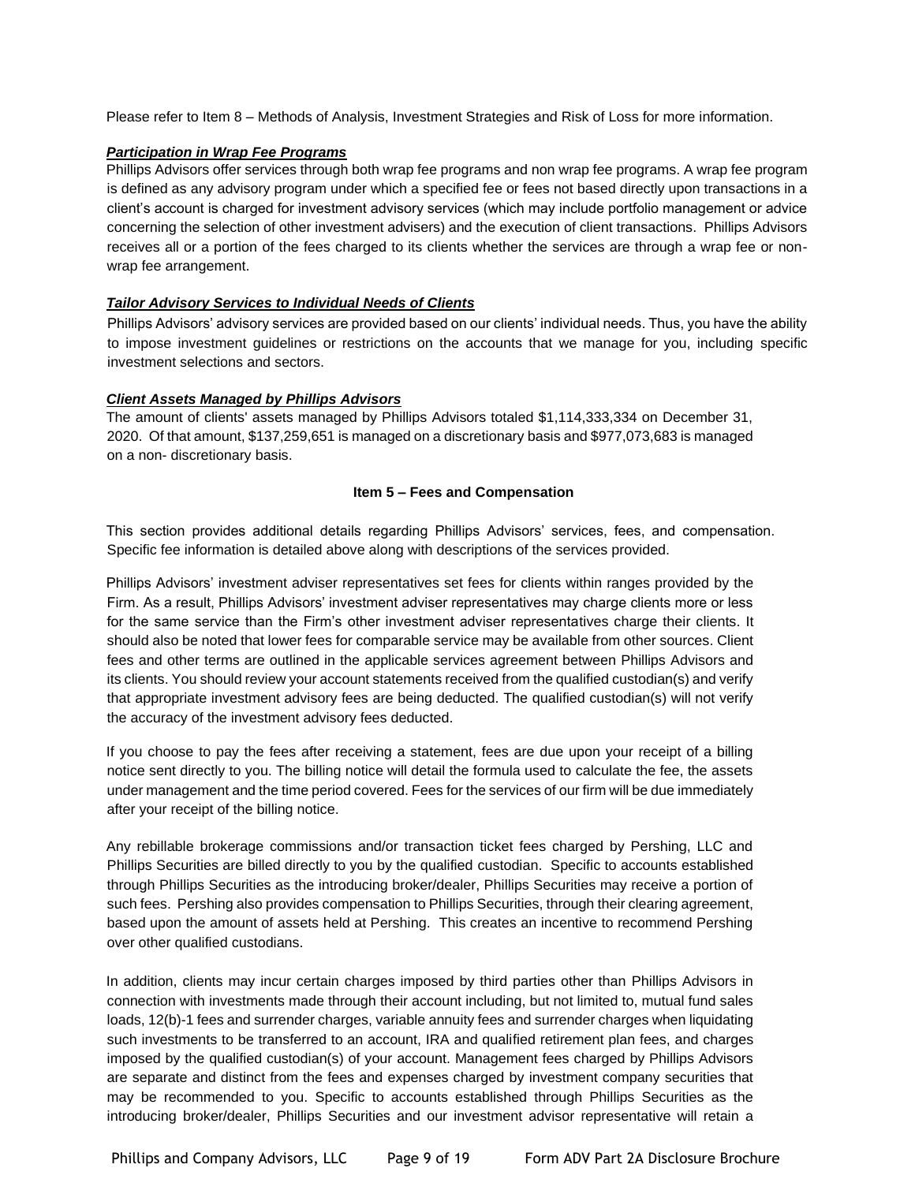Please refer to Item 8 – Methods of Analysis, Investment Strategies and Risk of Loss for more information.

***Participation in Wrap Fee Programs***

Phillips Advisors offer services through both wrap fee programs and non wrap fee programs. A wrap fee program is defined as any advisory program under which a specified fee or fees not based directly upon transactions in a client's account is charged for investment advisory services (which may include portfolio management or advice concerning the selection of other investment advisers) and the execution of client transactions. Phillips Advisors receives all or a portion of the fees charged to its clients whether the services are through a wrap fee or non-wrap fee arrangement.

***Tailor Advisory Services to Individual Needs of Clients***

Phillips Advisors' advisory services are provided based on our clients' individual needs. Thus, you have the ability to impose investment guidelines or restrictions on the accounts that we manage for you, including specific investment selections and sectors.

***Client Assets Managed by Phillips Advisors***

The amount of clients' assets managed by Phillips Advisors totaled $1,114,333,334 on December 31, 2020. Of that amount, $137,259,651 is managed on a discretionary basis and $977,073,683 is managed on a non- discretionary basis.

## Item 5 – Fees and Compensation

This section provides additional details regarding Phillips Advisors' services, fees, and compensation. Specific fee information is detailed above along with descriptions of the services provided.

Phillips Advisors' investment adviser representatives set fees for clients within ranges provided by the Firm. As a result, Phillips Advisors' investment adviser representatives may charge clients more or less for the same service than the Firm's other investment adviser representatives charge their clients. It should also be noted that lower fees for comparable service may be available from other sources. Client fees and other terms are outlined in the applicable services agreement between Phillips Advisors and its clients. You should review your account statements received from the qualified custodian(s) and verify that appropriate investment advisory fees are being deducted. The qualified custodian(s) will not verify the accuracy of the investment advisory fees deducted.

If you choose to pay the fees after receiving a statement, fees are due upon your receipt of a billing notice sent directly to you. The billing notice will detail the formula used to calculate the fee, the assets under management and the time period covered. Fees for the services of our firm will be due immediately after your receipt of the billing notice.

Any rebillable brokerage commissions and/or transaction ticket fees charged by Pershing, LLC and Phillips Securities are billed directly to you by the qualified custodian. Specific to accounts established through Phillips Securities as the introducing broker/dealer, Phillips Securities may receive a portion of such fees. Pershing also provides compensation to Phillips Securities, through their clearing agreement, based upon the amount of assets held at Pershing. This creates an incentive to recommend Pershing over other qualified custodians.

In addition, clients may incur certain charges imposed by third parties other than Phillips Advisors in connection with investments made through their account including, but not limited to, mutual fund sales loads, 12(b)-1 fees and surrender charges, variable annuity fees and surrender charges when liquidating such investments to be transferred to an account, IRA and qualified retirement plan fees, and charges imposed by the qualified custodian(s) of your account. Management fees charged by Phillips Advisors are separate and distinct from the fees and expenses charged by investment company securities that may be recommended to you. Specific to accounts established through Phillips Securities as the introducing broker/dealer, Phillips Securities and our investment advisor representative will retain a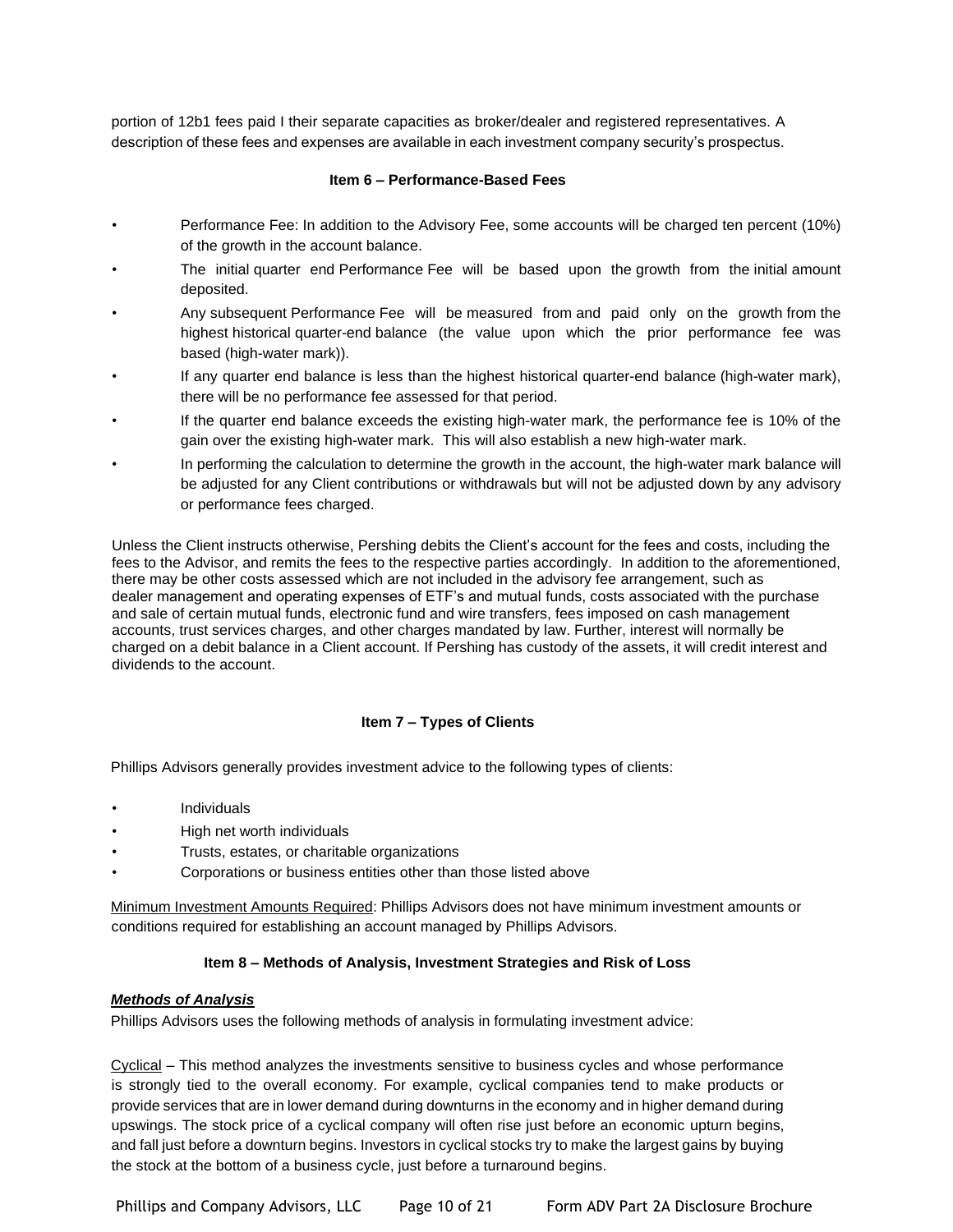portion of 12b1 fees paid I their separate capacities as broker/dealer and registered representatives. A description of these fees and expenses are available in each investment company security's prospectus.

### Item 6 – Performance-Based Fees

- Performance Fee: In addition to the Advisory Fee, some accounts will be charged ten percent (10%) of the growth in the account balance.
- The initial quarter end Performance Fee will be based upon the growth from the initial amount deposited.
- Any subsequent Performance Fee will be measured from and paid only on the growth from the highest historical quarter-end balance (the value upon which the prior performance fee was based (high-water mark)).
- If any quarter end balance is less than the highest historical quarter-end balance (high-water mark), there will be no performance fee assessed for that period.
- If the quarter end balance exceeds the existing high-water mark, the performance fee is 10% of the gain over the existing high-water mark. This will also establish a new high-water mark.
- In performing the calculation to determine the growth in the account, the high-water mark balance will be adjusted for any Client contributions or withdrawals but will not be adjusted down by any advisory or performance fees charged.

Unless the Client instructs otherwise, Pershing debits the Client's account for the fees and costs, including the fees to the Advisor, and remits the fees to the respective parties accordingly. In addition to the aforementioned, there may be other costs assessed which are not included in the advisory fee arrangement, such as dealer management and operating expenses of ETF's and mutual funds, costs associated with the purchase and sale of certain mutual funds, electronic fund and wire transfers, fees imposed on cash management accounts, trust services charges, and other charges mandated by law. Further, interest will normally be charged on a debit balance in a Client account. If Pershing has custody of the assets, it will credit interest and dividends to the account.

### Item 7 – Types of Clients

Phillips Advisors generally provides investment advice to the following types of clients:

- Individuals
- High net worth individuals
- Trusts, estates, or charitable organizations
- Corporations or business entities other than those listed above

Minimum Investment Amounts Required: Phillips Advisors does not have minimum investment amounts or conditions required for establishing an account managed by Phillips Advisors.

### Item 8 – Methods of Analysis, Investment Strategies and Risk of Loss

***Methods of Analysis***

Phillips Advisors uses the following methods of analysis in formulating investment advice:

Cyclical – This method analyzes the investments sensitive to business cycles and whose performance is strongly tied to the overall economy. For example, cyclical companies tend to make products or provide services that are in lower demand during downturns in the economy and in higher demand during upswings. The stock price of a cyclical company will often rise just before an economic upturn begins, and fall just before a downturn begins. Investors in cyclical stocks try to make the largest gains by buying the stock at the bottom of a business cycle, just before a turnaround begins.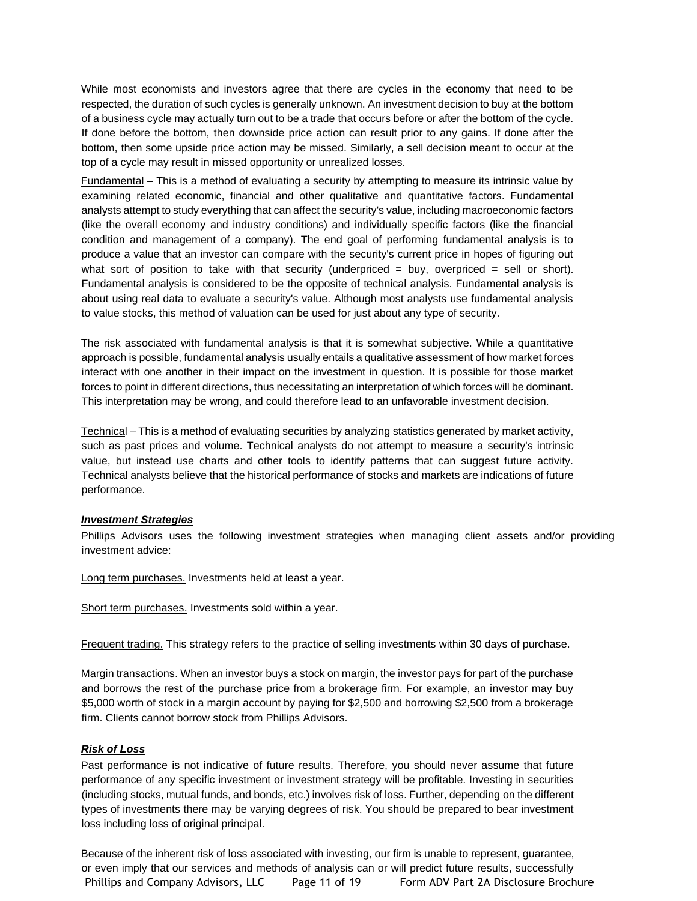While most economists and investors agree that there are cycles in the economy that need to be respected, the duration of such cycles is generally unknown. An investment decision to buy at the bottom of a business cycle may actually turn out to be a trade that occurs before or after the bottom of the cycle. If done before the bottom, then downside price action can result prior to any gains. If done after the bottom, then some upside price action may be missed. Similarly, a sell decision meant to occur at the top of a cycle may result in missed opportunity or unrealized losses.

Fundamental – This is a method of evaluating a security by attempting to measure its intrinsic value by examining related economic, financial and other qualitative and quantitative factors. Fundamental analysts attempt to study everything that can affect the security's value, including macroeconomic factors (like the overall economy and industry conditions) and individually specific factors (like the financial condition and management of a company). The end goal of performing fundamental analysis is to produce a value that an investor can compare with the security's current price in hopes of figuring out what sort of position to take with that security (underpriced = buy, overpriced = sell or short). Fundamental analysis is considered to be the opposite of technical analysis. Fundamental analysis is about using real data to evaluate a security's value. Although most analysts use fundamental analysis to value stocks, this method of valuation can be used for just about any type of security.

The risk associated with fundamental analysis is that it is somewhat subjective. While a quantitative approach is possible, fundamental analysis usually entails a qualitative assessment of how market forces interact with one another in their impact on the investment in question. It is possible for those market forces to point in different directions, thus necessitating an interpretation of which forces will be dominant. This interpretation may be wrong, and could therefore lead to an unfavorable investment decision.

Technical – This is a method of evaluating securities by analyzing statistics generated by market activity, such as past prices and volume. Technical analysts do not attempt to measure a security's intrinsic value, but instead use charts and other tools to identify patterns that can suggest future activity. Technical analysts believe that the historical performance of stocks and markets are indications of future performance.

***Investment Strategies***

Phillips Advisors uses the following investment strategies when managing client assets and/or providing investment advice:

Long term purchases. Investments held at least a year.

Short term purchases. Investments sold within a year.

Frequent trading. This strategy refers to the practice of selling investments within 30 days of purchase.

Margin transactions. When an investor buys a stock on margin, the investor pays for part of the purchase and borrows the rest of the purchase price from a brokerage firm. For example, an investor may buy $5,000 worth of stock in a margin account by paying for $2,500 and borrowing $2,500 from a brokerage firm. Clients cannot borrow stock from Phillips Advisors.

***Risk of Loss***

Past performance is not indicative of future results. Therefore, you should never assume that future performance of any specific investment or investment strategy will be profitable. Investing in securities (including stocks, mutual funds, and bonds, etc.) involves risk of loss. Further, depending on the different types of investments there may be varying degrees of risk. You should be prepared to bear investment loss including loss of original principal.

Because of the inherent risk of loss associated with investing, our firm is unable to represent, guarantee, or even imply that our services and methods of analysis can or will predict future results, successfully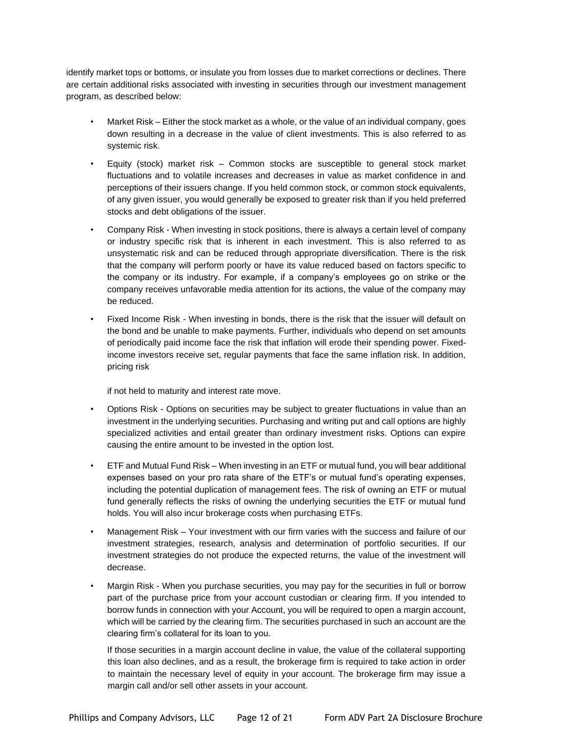identify market tops or bottoms, or insulate you from losses due to market corrections or declines. There are certain additional risks associated with investing in securities through our investment management program, as described below:

- Market Risk – Either the stock market as a whole, or the value of an individual company, goes down resulting in a decrease in the value of client investments. This is also referred to as systemic risk.
- Equity (stock) market risk – Common stocks are susceptible to general stock market fluctuations and to volatile increases and decreases in value as market confidence in and perceptions of their issuers change. If you held common stock, or common stock equivalents, of any given issuer, you would generally be exposed to greater risk than if you held preferred stocks and debt obligations of the issuer.
- Company Risk - When investing in stock positions, there is always a certain level of company or industry specific risk that is inherent in each investment. This is also referred to as unsystematic risk and can be reduced through appropriate diversification. There is the risk that the company will perform poorly or have its value reduced based on factors specific to the company or its industry. For example, if a company's employees go on strike or the company receives unfavorable media attention for its actions, the value of the company may be reduced.
- Fixed Income Risk - When investing in bonds, there is the risk that the issuer will default on the bond and be unable to make payments. Further, individuals who depend on set amounts of periodically paid income face the risk that inflation will erode their spending power. Fixed-income investors receive set, regular payments that face the same inflation risk. In addition, pricing risk

  if not held to maturity and interest rate move.
- Options Risk - Options on securities may be subject to greater fluctuations in value than an investment in the underlying securities. Purchasing and writing put and call options are highly specialized activities and entail greater than ordinary investment risks. Options can expire causing the entire amount to be invested in the option lost.
- ETF and Mutual Fund Risk – When investing in an ETF or mutual fund, you will bear additional expenses based on your pro rata share of the ETF's or mutual fund's operating expenses, including the potential duplication of management fees. The risk of owning an ETF or mutual fund generally reflects the risks of owning the underlying securities the ETF or mutual fund holds. You will also incur brokerage costs when purchasing ETFs.
- Management Risk – Your investment with our firm varies with the success and failure of our investment strategies, research, analysis and determination of portfolio securities. If our investment strategies do not produce the expected returns, the value of the investment will decrease.
- Margin Risk - When you purchase securities, you may pay for the securities in full or borrow part of the purchase price from your account custodian or clearing firm. If you intended to borrow funds in connection with your Account, you will be required to open a margin account, which will be carried by the clearing firm. The securities purchased in such an account are the clearing firm's collateral for its loan to you.

  If those securities in a margin account decline in value, the value of the collateral supporting this loan also declines, and as a result, the brokerage firm is required to take action in order to maintain the necessary level of equity in your account. The brokerage firm may issue a margin call and/or sell other assets in your account.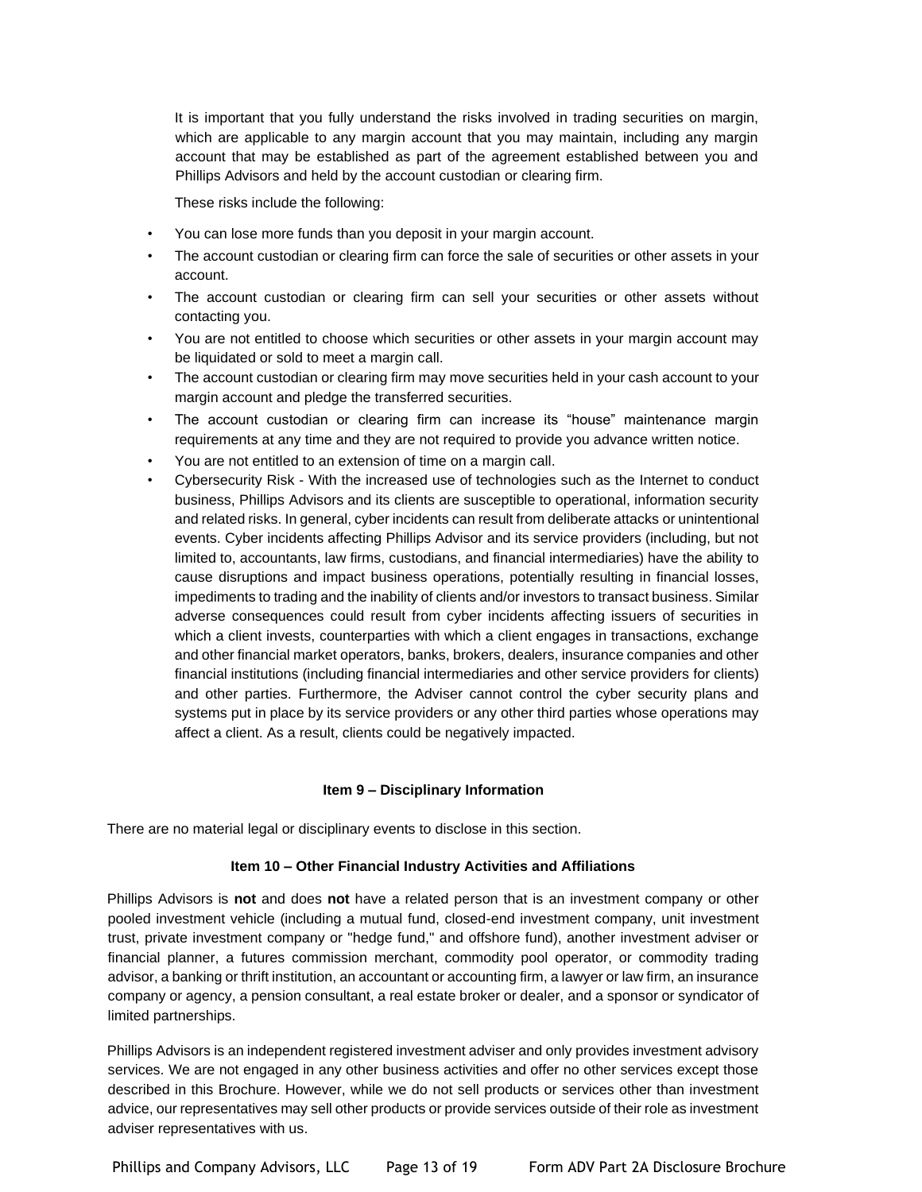It is important that you fully understand the risks involved in trading securities on margin, which are applicable to any margin account that you may maintain, including any margin account that may be established as part of the agreement established between you and Phillips Advisors and held by the account custodian or clearing firm.

These risks include the following:

- You can lose more funds than you deposit in your margin account.
- The account custodian or clearing firm can force the sale of securities or other assets in your account.
- The account custodian or clearing firm can sell your securities or other assets without contacting you.
- You are not entitled to choose which securities or other assets in your margin account may be liquidated or sold to meet a margin call.
- The account custodian or clearing firm may move securities held in your cash account to your margin account and pledge the transferred securities.
- The account custodian or clearing firm can increase its "house" maintenance margin requirements at any time and they are not required to provide you advance written notice.
- You are not entitled to an extension of time on a margin call.
- Cybersecurity Risk - With the increased use of technologies such as the Internet to conduct business, Phillips Advisors and its clients are susceptible to operational, information security and related risks. In general, cyber incidents can result from deliberate attacks or unintentional events. Cyber incidents affecting Phillips Advisor and its service providers (including, but not limited to, accountants, law firms, custodians, and financial intermediaries) have the ability to cause disruptions and impact business operations, potentially resulting in financial losses, impediments to trading and the inability of clients and/or investors to transact business. Similar adverse consequences could result from cyber incidents affecting issuers of securities in which a client invests, counterparties with which a client engages in transactions, exchange and other financial market operators, banks, brokers, dealers, insurance companies and other financial institutions (including financial intermediaries and other service providers for clients) and other parties. Furthermore, the Adviser cannot control the cyber security plans and systems put in place by its service providers or any other third parties whose operations may affect a client. As a result, clients could be negatively impacted.

## Item 9 – Disciplinary Information

There are no material legal or disciplinary events to disclose in this section.

## Item 10 – Other Financial Industry Activities and Affiliations

Phillips Advisors is **not** and does **not** have a related person that is an investment company or other pooled investment vehicle (including a mutual fund, closed-end investment company, unit investment trust, private investment company or "hedge fund," and offshore fund), another investment adviser or financial planner, a futures commission merchant, commodity pool operator, or commodity trading advisor, a banking or thrift institution, an accountant or accounting firm, a lawyer or law firm, an insurance company or agency, a pension consultant, a real estate broker or dealer, and a sponsor or syndicator of limited partnerships.

Phillips Advisors is an independent registered investment adviser and only provides investment advisory services. We are not engaged in any other business activities and offer no other services except those described in this Brochure. However, while we do not sell products or services other than investment advice, our representatives may sell other products or provide services outside of their role as investment adviser representatives with us.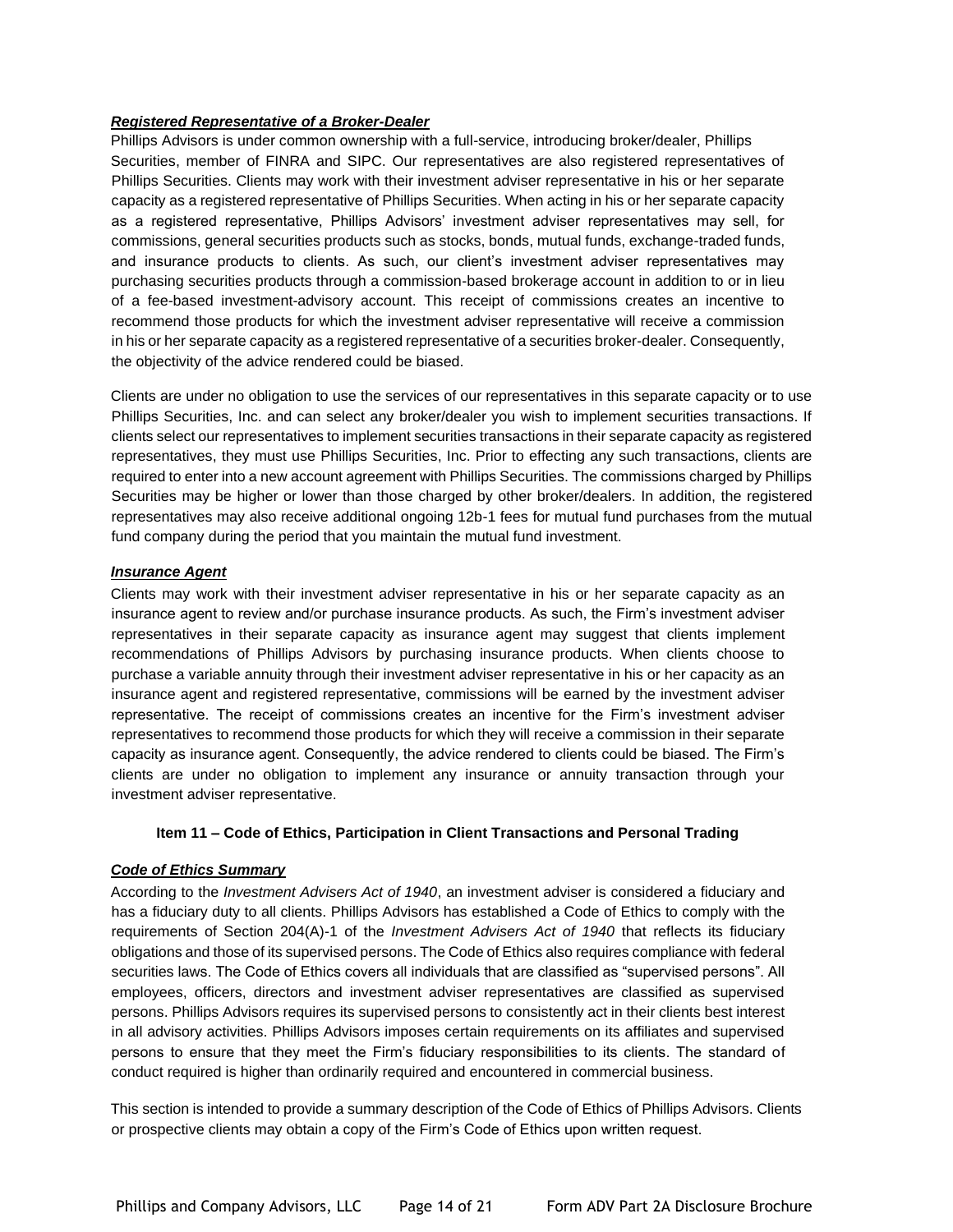***Registered Representative of a Broker-Dealer***

Phillips Advisors is under common ownership with a full-service, introducing broker/dealer, Phillips Securities, member of FINRA and SIPC. Our representatives are also registered representatives of Phillips Securities. Clients may work with their investment adviser representative in his or her separate capacity as a registered representative of Phillips Securities. When acting in his or her separate capacity as a registered representative, Phillips Advisors' investment adviser representatives may sell, for commissions, general securities products such as stocks, bonds, mutual funds, exchange-traded funds, and insurance products to clients. As such, our client's investment adviser representatives may purchasing securities products through a commission-based brokerage account in addition to or in lieu of a fee-based investment-advisory account. This receipt of commissions creates an incentive to recommend those products for which the investment adviser representative will receive a commission in his or her separate capacity as a registered representative of a securities broker-dealer. Consequently, the objectivity of the advice rendered could be biased.

Clients are under no obligation to use the services of our representatives in this separate capacity or to use Phillips Securities, Inc. and can select any broker/dealer you wish to implement securities transactions. If clients select our representatives to implement securities transactions in their separate capacity as registered representatives, they must use Phillips Securities, Inc. Prior to effecting any such transactions, clients are required to enter into a new account agreement with Phillips Securities. The commissions charged by Phillips Securities may be higher or lower than those charged by other broker/dealers. In addition, the registered representatives may also receive additional ongoing 12b-1 fees for mutual fund purchases from the mutual fund company during the period that you maintain the mutual fund investment.

***Insurance Agent***

Clients may work with their investment adviser representative in his or her separate capacity as an insurance agent to review and/or purchase insurance products. As such, the Firm's investment adviser representatives in their separate capacity as insurance agent may suggest that clients implement recommendations of Phillips Advisors by purchasing insurance products. When clients choose to purchase a variable annuity through their investment adviser representative in his or her capacity as an insurance agent and registered representative, commissions will be earned by the investment adviser representative. The receipt of commissions creates an incentive for the Firm's investment adviser representatives to recommend those products for which they will receive a commission in their separate capacity as insurance agent. Consequently, the advice rendered to clients could be biased. The Firm's clients are under no obligation to implement any insurance or annuity transaction through your investment adviser representative.

## Item 11 – Code of Ethics, Participation in Client Transactions and Personal Trading

***Code of Ethics Summary***

According to the *Investment Advisers Act of 1940*, an investment adviser is considered a fiduciary and has a fiduciary duty to all clients. Phillips Advisors has established a Code of Ethics to comply with the requirements of Section 204(A)-1 of the *Investment Advisers Act of 1940* that reflects its fiduciary obligations and those of its supervised persons. The Code of Ethics also requires compliance with federal securities laws. The Code of Ethics covers all individuals that are classified as "supervised persons". All employees, officers, directors and investment adviser representatives are classified as supervised persons. Phillips Advisors requires its supervised persons to consistently act in their clients best interest in all advisory activities. Phillips Advisors imposes certain requirements on its affiliates and supervised persons to ensure that they meet the Firm's fiduciary responsibilities to its clients. The standard of conduct required is higher than ordinarily required and encountered in commercial business.

This section is intended to provide a summary description of the Code of Ethics of Phillips Advisors. Clients or prospective clients may obtain a copy of the Firm's Code of Ethics upon written request.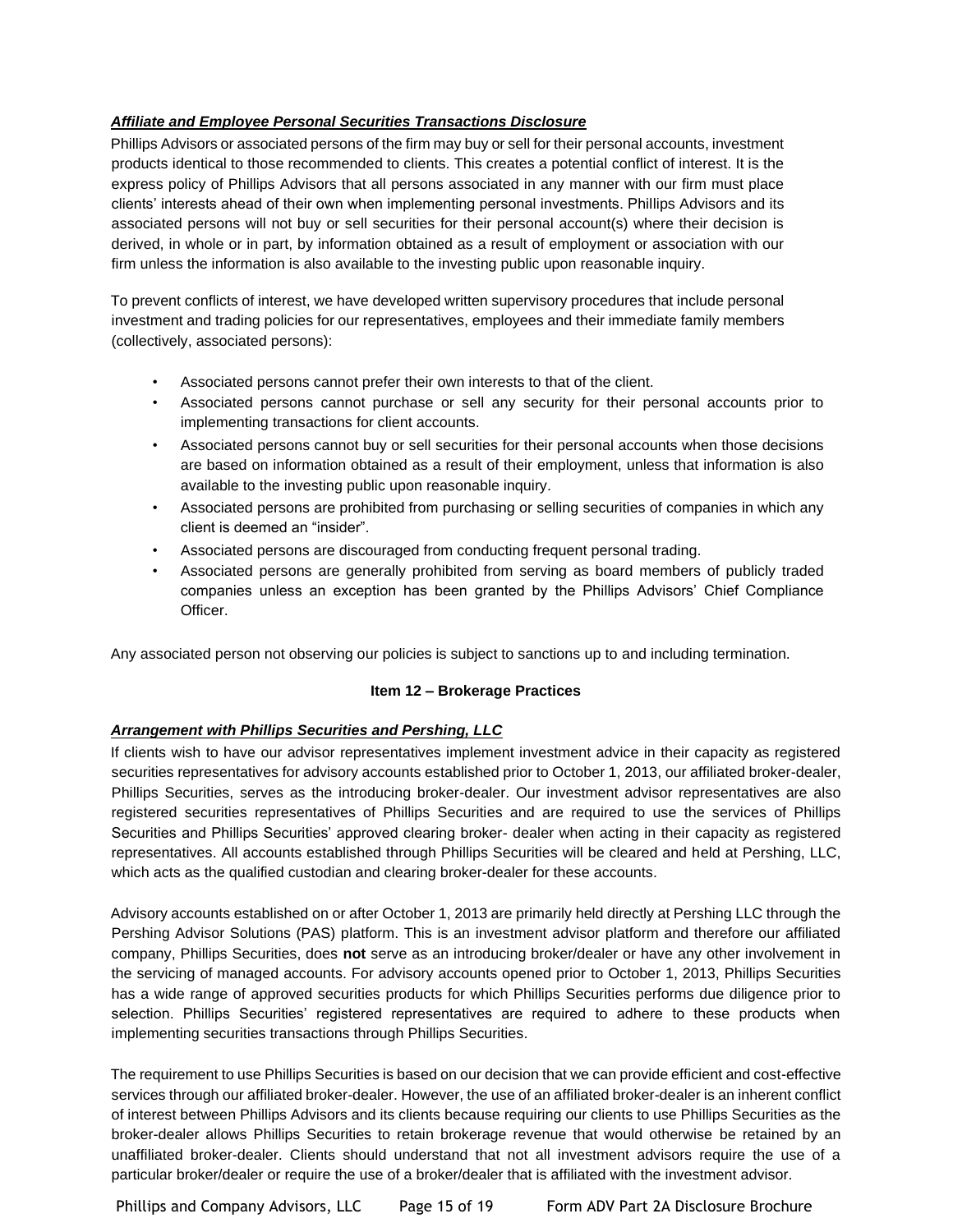***Affiliate and Employee Personal Securities Transactions Disclosure***

Phillips Advisors or associated persons of the firm may buy or sell for their personal accounts, investment products identical to those recommended to clients. This creates a potential conflict of interest. It is the express policy of Phillips Advisors that all persons associated in any manner with our firm must place clients' interests ahead of their own when implementing personal investments. Phillips Advisors and its associated persons will not buy or sell securities for their personal account(s) where their decision is derived, in whole or in part, by information obtained as a result of employment or association with our firm unless the information is also available to the investing public upon reasonable inquiry.

To prevent conflicts of interest, we have developed written supervisory procedures that include personal investment and trading policies for our representatives, employees and their immediate family members (collectively, associated persons):

- Associated persons cannot prefer their own interests to that of the client.
- Associated persons cannot purchase or sell any security for their personal accounts prior to implementing transactions for client accounts.
- Associated persons cannot buy or sell securities for their personal accounts when those decisions are based on information obtained as a result of their employment, unless that information is also available to the investing public upon reasonable inquiry.
- Associated persons are prohibited from purchasing or selling securities of companies in which any client is deemed an "insider".
- Associated persons are discouraged from conducting frequent personal trading.
- Associated persons are generally prohibited from serving as board members of publicly traded companies unless an exception has been granted by the Phillips Advisors' Chief Compliance Officer.

Any associated person not observing our policies is subject to sanctions up to and including termination.

## Item 12 – Brokerage Practices

***Arrangement with Phillips Securities and Pershing, LLC***

If clients wish to have our advisor representatives implement investment advice in their capacity as registered securities representatives for advisory accounts established prior to October 1, 2013, our affiliated broker-dealer, Phillips Securities, serves as the introducing broker-dealer. Our investment advisor representatives are also registered securities representatives of Phillips Securities and are required to use the services of Phillips Securities and Phillips Securities' approved clearing broker- dealer when acting in their capacity as registered representatives. All accounts established through Phillips Securities will be cleared and held at Pershing, LLC, which acts as the qualified custodian and clearing broker-dealer for these accounts.

Advisory accounts established on or after October 1, 2013 are primarily held directly at Pershing LLC through the Pershing Advisor Solutions (PAS) platform. This is an investment advisor platform and therefore our affiliated company, Phillips Securities, does **not** serve as an introducing broker/dealer or have any other involvement in the servicing of managed accounts. For advisory accounts opened prior to October 1, 2013, Phillips Securities has a wide range of approved securities products for which Phillips Securities performs due diligence prior to selection. Phillips Securities' registered representatives are required to adhere to these products when implementing securities transactions through Phillips Securities.

The requirement to use Phillips Securities is based on our decision that we can provide efficient and cost-effective services through our affiliated broker-dealer. However, the use of an affiliated broker-dealer is an inherent conflict of interest between Phillips Advisors and its clients because requiring our clients to use Phillips Securities as the broker-dealer allows Phillips Securities to retain brokerage revenue that would otherwise be retained by an unaffiliated broker-dealer. Clients should understand that not all investment advisors require the use of a particular broker/dealer or require the use of a broker/dealer that is affiliated with the investment advisor.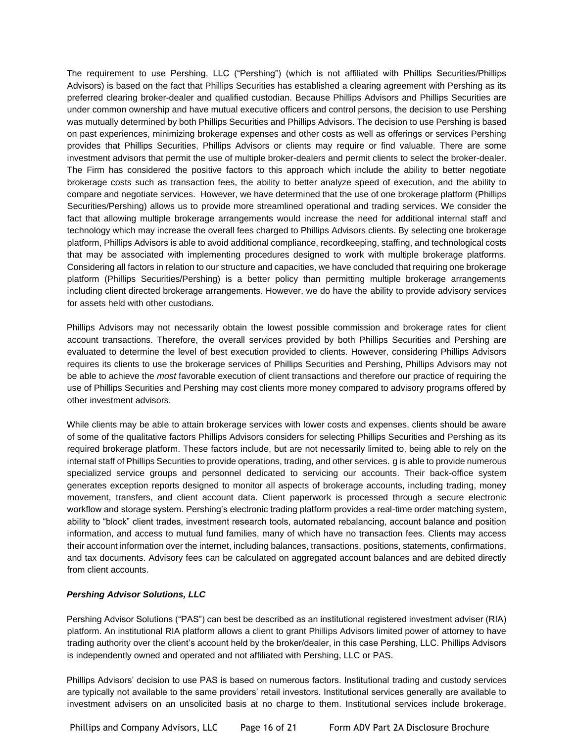The requirement to use Pershing, LLC ("Pershing") (which is not affiliated with Phillips Securities/Phillips Advisors) is based on the fact that Phillips Securities has established a clearing agreement with Pershing as its preferred clearing broker-dealer and qualified custodian. Because Phillips Advisors and Phillips Securities are under common ownership and have mutual executive officers and control persons, the decision to use Pershing was mutually determined by both Phillips Securities and Phillips Advisors. The decision to use Pershing is based on past experiences, minimizing brokerage expenses and other costs as well as offerings or services Pershing provides that Phillips Securities, Phillips Advisors or clients may require or find valuable. There are some investment advisors that permit the use of multiple broker-dealers and permit clients to select the broker-dealer. The Firm has considered the positive factors to this approach which include the ability to better negotiate brokerage costs such as transaction fees, the ability to better analyze speed of execution, and the ability to compare and negotiate services. However, we have determined that the use of one brokerage platform (Phillips Securities/Pershing) allows us to provide more streamlined operational and trading services. We consider the fact that allowing multiple brokerage arrangements would increase the need for additional internal staff and technology which may increase the overall fees charged to Phillips Advisors clients. By selecting one brokerage platform, Phillips Advisors is able to avoid additional compliance, recordkeeping, staffing, and technological costs that may be associated with implementing procedures designed to work with multiple brokerage platforms. Considering all factors in relation to our structure and capacities, we have concluded that requiring one brokerage platform (Phillips Securities/Pershing) is a better policy than permitting multiple brokerage arrangements including client directed brokerage arrangements. However, we do have the ability to provide advisory services for assets held with other custodians.

Phillips Advisors may not necessarily obtain the lowest possible commission and brokerage rates for client account transactions. Therefore, the overall services provided by both Phillips Securities and Pershing are evaluated to determine the level of best execution provided to clients. However, considering Phillips Advisors requires its clients to use the brokerage services of Phillips Securities and Pershing, Phillips Advisors may not be able to achieve the *most* favorable execution of client transactions and therefore our practice of requiring the use of Phillips Securities and Pershing may cost clients more money compared to advisory programs offered by other investment advisors.

While clients may be able to attain brokerage services with lower costs and expenses, clients should be aware of some of the qualitative factors Phillips Advisors considers for selecting Phillips Securities and Pershing as its required brokerage platform. These factors include, but are not necessarily limited to, being able to rely on the internal staff of Phillips Securities to provide operations, trading, and other services. g is able to provide numerous specialized service groups and personnel dedicated to servicing our accounts. Their back-office system generates exception reports designed to monitor all aspects of brokerage accounts, including trading, money movement, transfers, and client account data. Client paperwork is processed through a secure electronic workflow and storage system. Pershing's electronic trading platform provides a real-time order matching system, ability to "block" client trades, investment research tools, automated rebalancing, account balance and position information, and access to mutual fund families, many of which have no transaction fees. Clients may access their account information over the internet, including balances, transactions, positions, statements, confirmations, and tax documents. Advisory fees can be calculated on aggregated account balances and are debited directly from client accounts.

***Pershing Advisor Solutions, LLC***

Pershing Advisor Solutions ("PAS") can best be described as an institutional registered investment adviser (RIA) platform. An institutional RIA platform allows a client to grant Phillips Advisors limited power of attorney to have trading authority over the client's account held by the broker/dealer, in this case Pershing, LLC. Phillips Advisors is independently owned and operated and not affiliated with Pershing, LLC or PAS.

Phillips Advisors' decision to use PAS is based on numerous factors. Institutional trading and custody services are typically not available to the same providers' retail investors. Institutional services generally are available to investment advisers on an unsolicited basis at no charge to them. Institutional services include brokerage,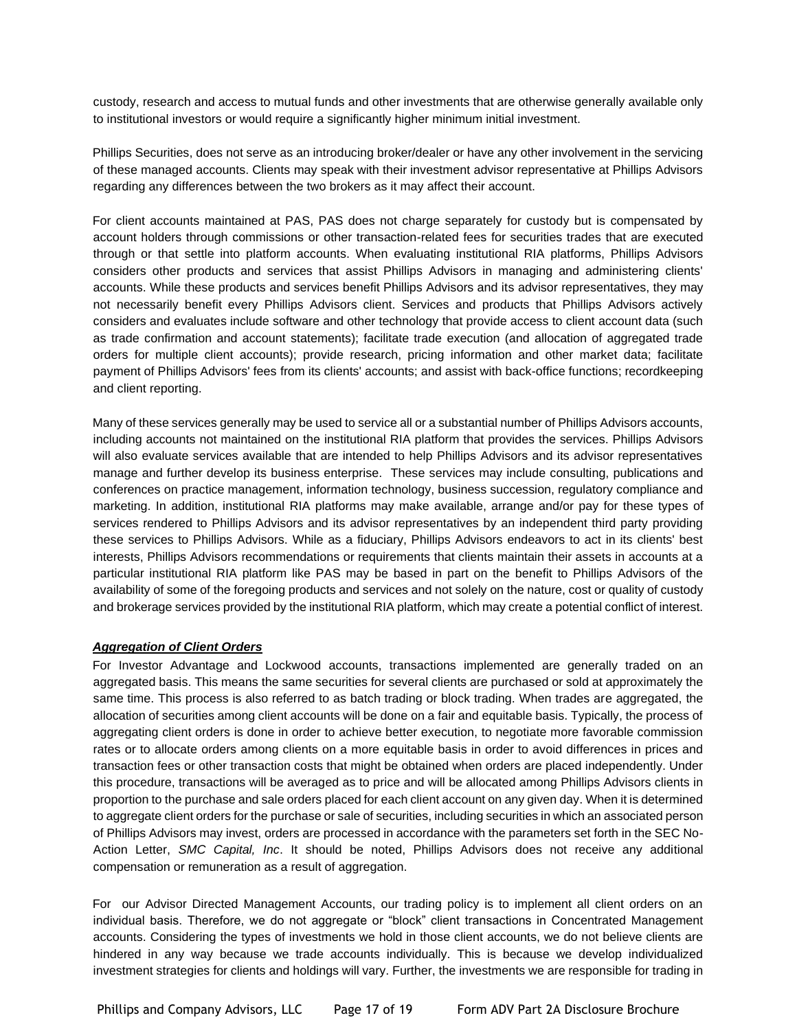custody, research and access to mutual funds and other investments that are otherwise generally available only to institutional investors or would require a significantly higher minimum initial investment.

Phillips Securities, does not serve as an introducing broker/dealer or have any other involvement in the servicing of these managed accounts. Clients may speak with their investment advisor representative at Phillips Advisors regarding any differences between the two brokers as it may affect their account.

For client accounts maintained at PAS, PAS does not charge separately for custody but is compensated by account holders through commissions or other transaction-related fees for securities trades that are executed through or that settle into platform accounts. When evaluating institutional RIA platforms, Phillips Advisors considers other products and services that assist Phillips Advisors in managing and administering clients' accounts. While these products and services benefit Phillips Advisors and its advisor representatives, they may not necessarily benefit every Phillips Advisors client. Services and products that Phillips Advisors actively considers and evaluates include software and other technology that provide access to client account data (such as trade confirmation and account statements); facilitate trade execution (and allocation of aggregated trade orders for multiple client accounts); provide research, pricing information and other market data; facilitate payment of Phillips Advisors' fees from its clients' accounts; and assist with back-office functions; recordkeeping and client reporting.

Many of these services generally may be used to service all or a substantial number of Phillips Advisors accounts, including accounts not maintained on the institutional RIA platform that provides the services. Phillips Advisors will also evaluate services available that are intended to help Phillips Advisors and its advisor representatives manage and further develop its business enterprise. These services may include consulting, publications and conferences on practice management, information technology, business succession, regulatory compliance and marketing. In addition, institutional RIA platforms may make available, arrange and/or pay for these types of services rendered to Phillips Advisors and its advisor representatives by an independent third party providing these services to Phillips Advisors. While as a fiduciary, Phillips Advisors endeavors to act in its clients' best interests, Phillips Advisors recommendations or requirements that clients maintain their assets in accounts at a particular institutional RIA platform like PAS may be based in part on the benefit to Phillips Advisors of the availability of some of the foregoing products and services and not solely on the nature, cost or quality of custody and brokerage services provided by the institutional RIA platform, which may create a potential conflict of interest.

***Aggregation of Client Orders***

For Investor Advantage and Lockwood accounts, transactions implemented are generally traded on an aggregated basis. This means the same securities for several clients are purchased or sold at approximately the same time. This process is also referred to as batch trading or block trading. When trades are aggregated, the allocation of securities among client accounts will be done on a fair and equitable basis. Typically, the process of aggregating client orders is done in order to achieve better execution, to negotiate more favorable commission rates or to allocate orders among clients on a more equitable basis in order to avoid differences in prices and transaction fees or other transaction costs that might be obtained when orders are placed independently. Under this procedure, transactions will be averaged as to price and will be allocated among Phillips Advisors clients in proportion to the purchase and sale orders placed for each client account on any given day. When it is determined to aggregate client orders for the purchase or sale of securities, including securities in which an associated person of Phillips Advisors may invest, orders are processed in accordance with the parameters set forth in the SEC No-Action Letter, *SMC Capital, Inc*. It should be noted, Phillips Advisors does not receive any additional compensation or remuneration as a result of aggregation.

For our Advisor Directed Management Accounts, our trading policy is to implement all client orders on an individual basis. Therefore, we do not aggregate or "block" client transactions in Concentrated Management accounts. Considering the types of investments we hold in those client accounts, we do not believe clients are hindered in any way because we trade accounts individually. This is because we develop individualized investment strategies for clients and holdings will vary. Further, the investments we are responsible for trading in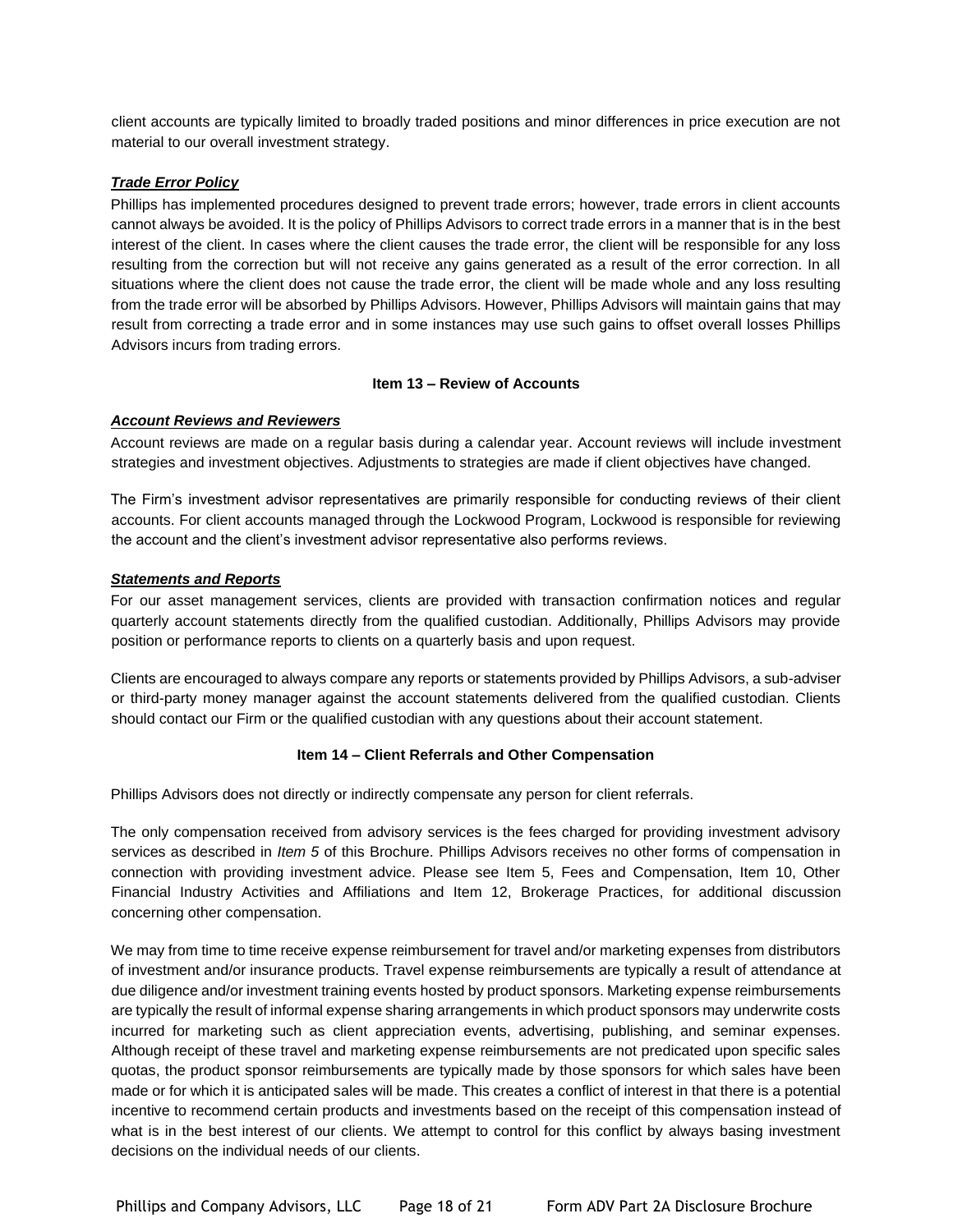client accounts are typically limited to broadly traded positions and minor differences in price execution are not material to our overall investment strategy.

***Trade Error Policy***

Phillips has implemented procedures designed to prevent trade errors; however, trade errors in client accounts cannot always be avoided. It is the policy of Phillips Advisors to correct trade errors in a manner that is in the best interest of the client. In cases where the client causes the trade error, the client will be responsible for any loss resulting from the correction but will not receive any gains generated as a result of the error correction. In all situations where the client does not cause the trade error, the client will be made whole and any loss resulting from the trade error will be absorbed by Phillips Advisors. However, Phillips Advisors will maintain gains that may result from correcting a trade error and in some instances may use such gains to offset overall losses Phillips Advisors incurs from trading errors.

## Item 13 – Review of Accounts

***Account Reviews and Reviewers***

Account reviews are made on a regular basis during a calendar year. Account reviews will include investment strategies and investment objectives. Adjustments to strategies are made if client objectives have changed.

The Firm's investment advisor representatives are primarily responsible for conducting reviews of their client accounts. For client accounts managed through the Lockwood Program, Lockwood is responsible for reviewing the account and the client's investment advisor representative also performs reviews.

***Statements and Reports***

For our asset management services, clients are provided with transaction confirmation notices and regular quarterly account statements directly from the qualified custodian. Additionally, Phillips Advisors may provide position or performance reports to clients on a quarterly basis and upon request.

Clients are encouraged to always compare any reports or statements provided by Phillips Advisors, a sub-adviser or third-party money manager against the account statements delivered from the qualified custodian. Clients should contact our Firm or the qualified custodian with any questions about their account statement.

## Item 14 – Client Referrals and Other Compensation

Phillips Advisors does not directly or indirectly compensate any person for client referrals.

The only compensation received from advisory services is the fees charged for providing investment advisory services as described in *Item 5* of this Brochure. Phillips Advisors receives no other forms of compensation in connection with providing investment advice. Please see Item 5, Fees and Compensation, Item 10, Other Financial Industry Activities and Affiliations and Item 12, Brokerage Practices, for additional discussion concerning other compensation.

We may from time to time receive expense reimbursement for travel and/or marketing expenses from distributors of investment and/or insurance products. Travel expense reimbursements are typically a result of attendance at due diligence and/or investment training events hosted by product sponsors. Marketing expense reimbursements are typically the result of informal expense sharing arrangements in which product sponsors may underwrite costs incurred for marketing such as client appreciation events, advertising, publishing, and seminar expenses. Although receipt of these travel and marketing expense reimbursements are not predicated upon specific sales quotas, the product sponsor reimbursements are typically made by those sponsors for which sales have been made or for which it is anticipated sales will be made. This creates a conflict of interest in that there is a potential incentive to recommend certain products and investments based on the receipt of this compensation instead of what is in the best interest of our clients. We attempt to control for this conflict by always basing investment decisions on the individual needs of our clients.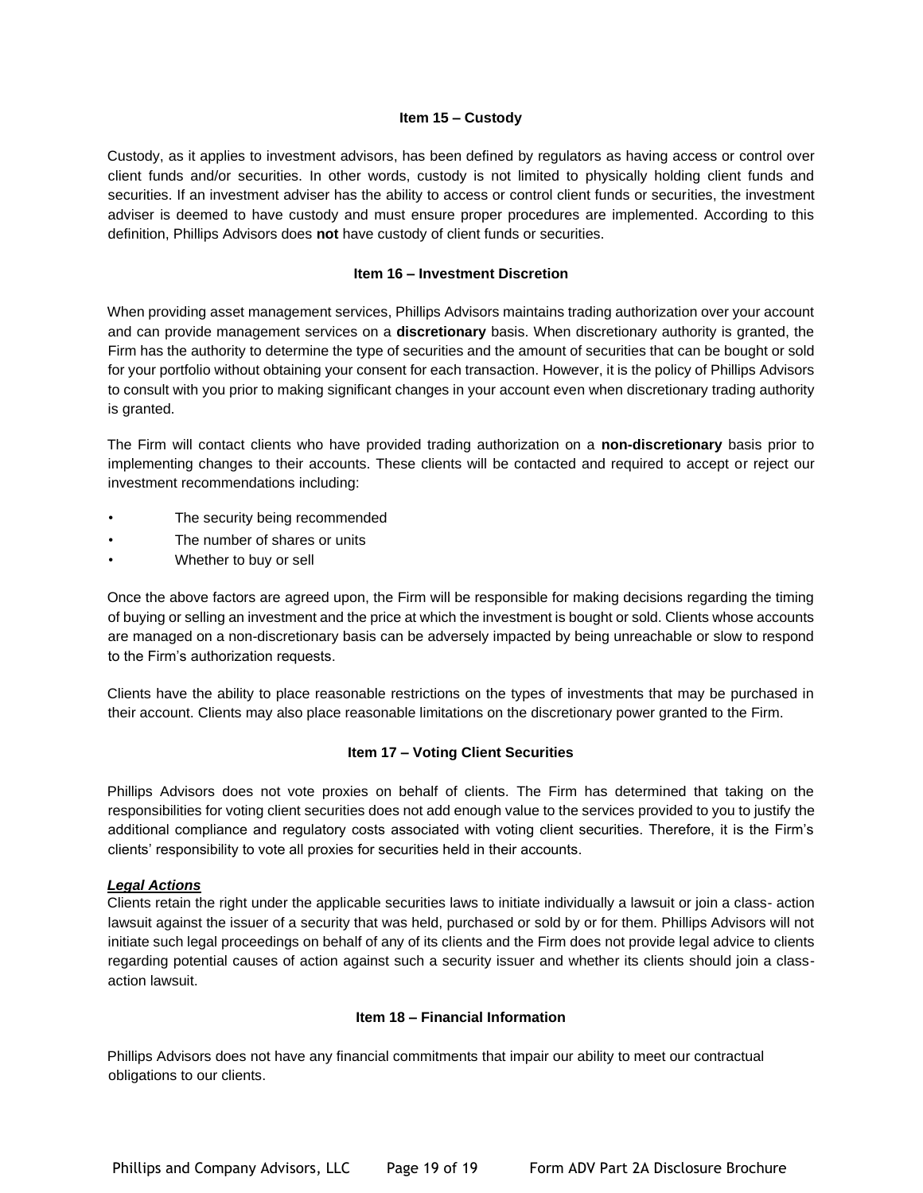## Item 15 – Custody

Custody, as it applies to investment advisors, has been defined by regulators as having access or control over client funds and/or securities. In other words, custody is not limited to physically holding client funds and securities. If an investment adviser has the ability to access or control client funds or securities, the investment adviser is deemed to have custody and must ensure proper procedures are implemented. According to this definition, Phillips Advisors does **not** have custody of client funds or securities.

## Item 16 – Investment Discretion

When providing asset management services, Phillips Advisors maintains trading authorization over your account and can provide management services on a **discretionary** basis. When discretionary authority is granted, the Firm has the authority to determine the type of securities and the amount of securities that can be bought or sold for your portfolio without obtaining your consent for each transaction. However, it is the policy of Phillips Advisors to consult with you prior to making significant changes in your account even when discretionary trading authority is granted.

The Firm will contact clients who have provided trading authorization on a **non-discretionary** basis prior to implementing changes to their accounts. These clients will be contacted and required to accept or reject our investment recommendations including:

- The security being recommended
- The number of shares or units
- Whether to buy or sell

Once the above factors are agreed upon, the Firm will be responsible for making decisions regarding the timing of buying or selling an investment and the price at which the investment is bought or sold. Clients whose accounts are managed on a non-discretionary basis can be adversely impacted by being unreachable or slow to respond to the Firm's authorization requests.

Clients have the ability to place reasonable restrictions on the types of investments that may be purchased in their account. Clients may also place reasonable limitations on the discretionary power granted to the Firm.

## Item 17 – Voting Client Securities

Phillips Advisors does not vote proxies on behalf of clients. The Firm has determined that taking on the responsibilities for voting client securities does not add enough value to the services provided to you to justify the additional compliance and regulatory costs associated with voting client securities. Therefore, it is the Firm's clients' responsibility to vote all proxies for securities held in their accounts.

***Legal Actions***

Clients retain the right under the applicable securities laws to initiate individually a lawsuit or join a class- action lawsuit against the issuer of a security that was held, purchased or sold by or for them. Phillips Advisors will not initiate such legal proceedings on behalf of any of its clients and the Firm does not provide legal advice to clients regarding potential causes of action against such a security issuer and whether its clients should join a class-action lawsuit.

## Item 18 – Financial Information

Phillips Advisors does not have any financial commitments that impair our ability to meet our contractual obligations to our clients.